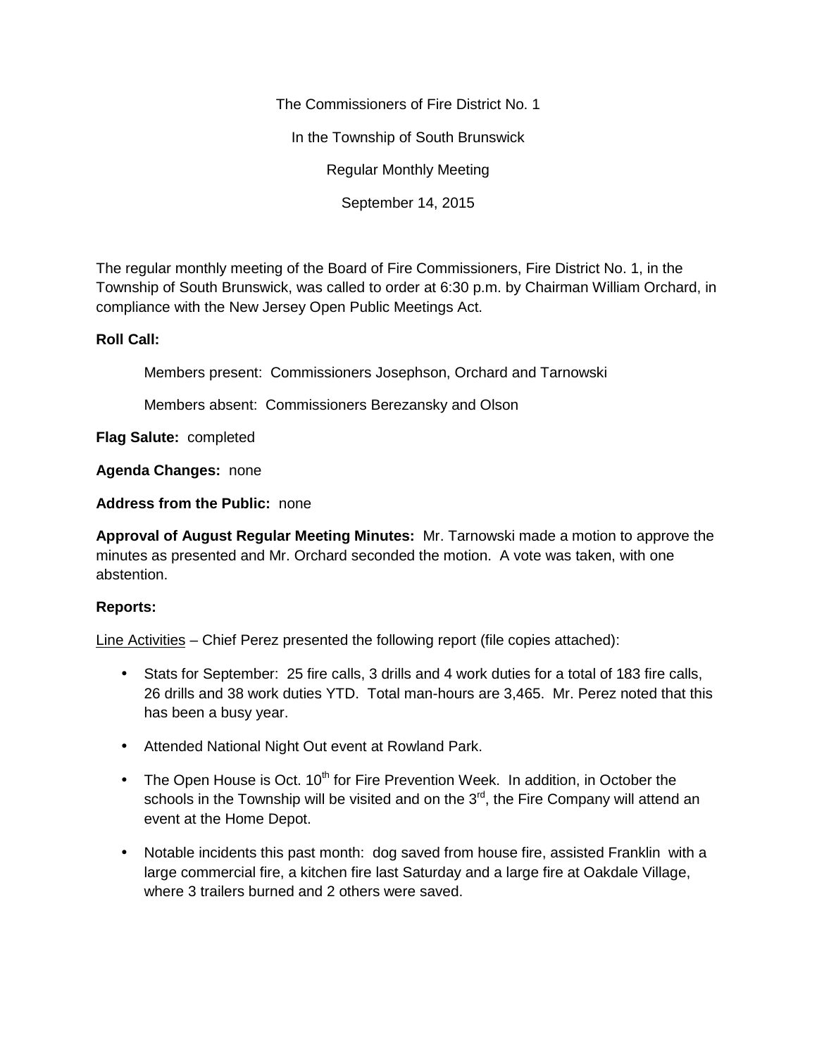The Commissioners of Fire District No. 1

In the Township of South Brunswick

Regular Monthly Meeting

September 14, 2015

The regular monthly meeting of the Board of Fire Commissioners, Fire District No. 1, in the Township of South Brunswick, was called to order at 6:30 p.m. by Chairman William Orchard, in compliance with the New Jersey Open Public Meetings Act.

**Roll Call:**

Members present: Commissioners Josephson, Orchard and Tarnowski

Members absent: Commissioners Berezansky and Olson

**Flag Salute:** completed

**Agenda Changes:** none

**Address from the Public:** none

**Approval of August Regular Meeting Minutes:** Mr. Tarnowski made a motion to approve the minutes as presented and Mr. Orchard seconded the motion. A vote was taken, with one abstention.

**Reports:**

Line Activities – Chief Perez presented the following report (file copies attached):

- Stats for September: 25 fire calls, 3 drills and 4 work duties for a total of 183 fire calls, 26 drills and 38 work duties YTD. Total man-hours are 3,465. Mr. Perez noted that this has been a busy year.
- Attended National Night Out event at Rowland Park.
- The Open House is Oct. 10th for Fire Prevention Week. In addition, in October the schools in the Township will be visited and on the 3rd, the Fire Company will attend an event at the Home Depot.
- Notable incidents this past month: dog saved from house fire, assisted Franklin with a large commercial fire, a kitchen fire last Saturday and a large fire at Oakdale Village, where 3 trailers burned and 2 others were saved.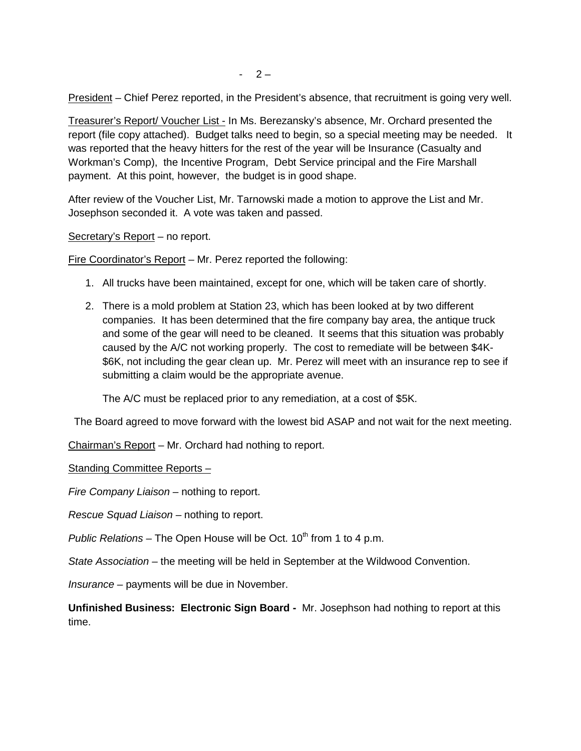President – Chief Perez reported, in the President's absence, that recruitment is going very well.

Treasurer's Report/ Voucher List - In Ms. Berezansky's absence, Mr. Orchard presented the report (file copy attached). Budget talks need to begin, so a special meeting may be needed. It was reported that the heavy hitters for the rest of the year will be Insurance (Casualty and Workman's Comp), the Incentive Program, Debt Service principal and the Fire Marshall payment. At this point, however, the budget is in good shape.

After review of the Voucher List, Mr. Tarnowski made a motion to approve the List and Mr. Josephson seconded it. A vote was taken and passed.

Secretary's Report – no report.

Fire Coordinator's Report – Mr. Perez reported the following:

1. All trucks have been maintained, except for one, which will be taken care of shortly.
2. There is a mold problem at Station 23, which has been looked at by two different companies. It has been determined that the fire company bay area, the antique truck and some of the gear will need to be cleaned. It seems that this situation was probably caused by the A/C not working properly. The cost to remediate will be between $4K-$6K, not including the gear clean up. Mr. Perez will meet with an insurance rep to see if submitting a claim would be the appropriate avenue.

   The A/C must be replaced prior to any remediation, at a cost of $5K.

The Board agreed to move forward with the lowest bid ASAP and not wait for the next meeting.

Chairman's Report – Mr. Orchard had nothing to report.

Standing Committee Reports –

*Fire Company Liaison* – nothing to report.

*Rescue Squad Liaison* – nothing to report.

*Public Relations* – The Open House will be Oct. 10th from 1 to 4 p.m.

*State Association* – the meeting will be held in September at the Wildwood Convention.

*Insurance* – payments will be due in November.

**Unfinished Business: Electronic Sign Board -** Mr. Josephson had nothing to report at this time.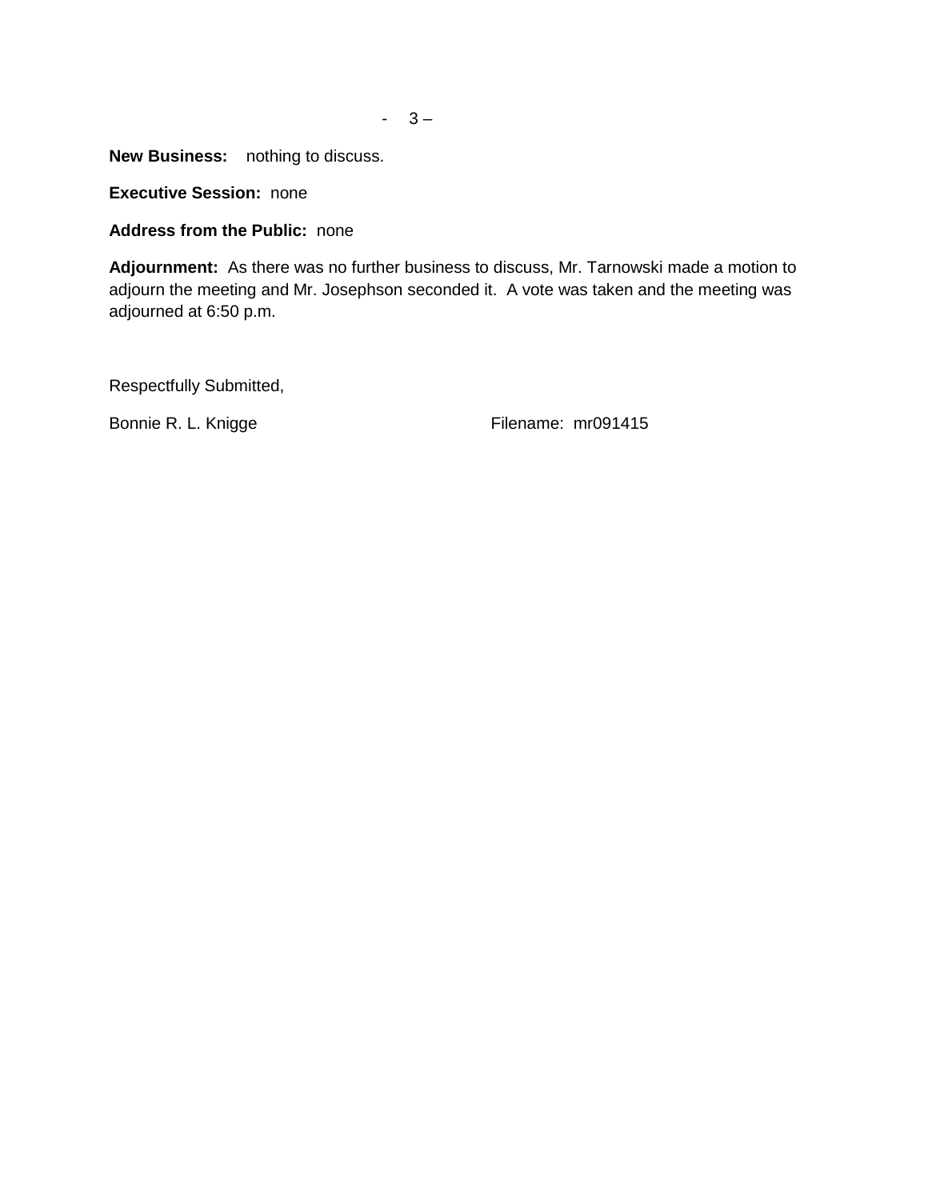**New Business:** nothing to discuss.

**Executive Session:** none

**Address from the Public:** none

**Adjournment:** As there was no further business to discuss, Mr. Tarnowski made a motion to adjourn the meeting and Mr. Josephson seconded it. A vote was taken and the meeting was adjourned at 6:50 p.m.

Respectfully Submitted,

Bonnie R. L. Knigge Filename: mr091415